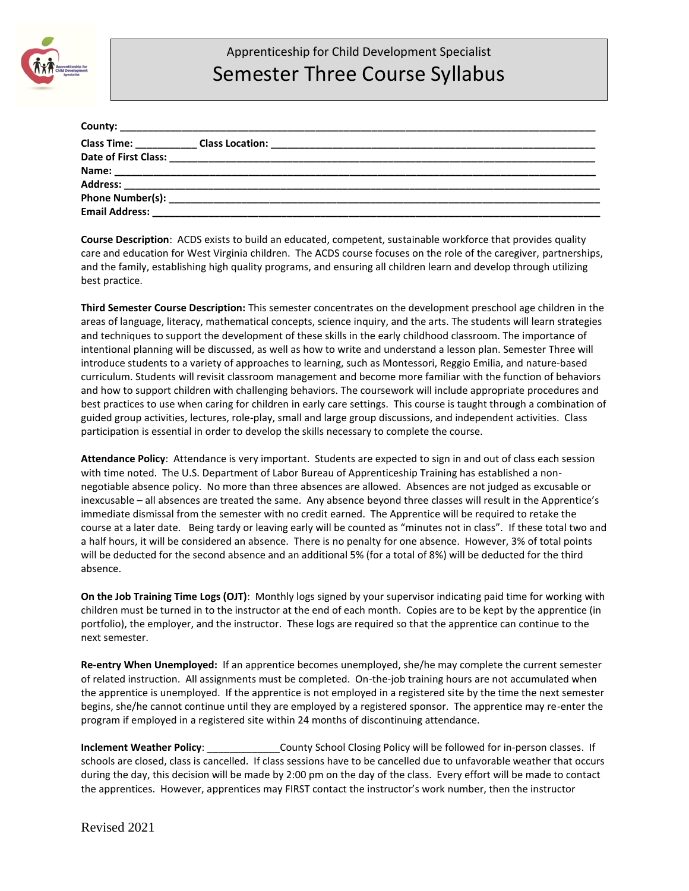Apprenticeship for Child Development Specialist

# Semester Three Course Syllabus

**County:** ___________________________________________________________________________

**Class Time:** __________ **Class Location:** ________________________________________________

**Date of First Class:** ____________________________________________________________________

**Name:** _______________________________________________________________________________

**Address:** _____________________________________________________________________________

**Phone Number(s):** _____________________________________________________________________

**Email Address:** _______________________________________________________________________

**Course Description**: ACDS exists to build an educated, competent, sustainable workforce that provides quality care and education for West Virginia children. The ACDS course focuses on the role of the caregiver, partnerships, and the family, establishing high quality programs, and ensuring all children learn and develop through utilizing best practice.

**Third Semester Course Description:** This semester concentrates on the development preschool age children in the areas of language, literacy, mathematical concepts, science inquiry, and the arts. The students will learn strategies and techniques to support the development of these skills in the early childhood classroom. The importance of intentional planning will be discussed, as well as how to write and understand a lesson plan. Semester Three will introduce students to a variety of approaches to learning, such as Montessori, Reggio Emilia, and nature-based curriculum. Students will revisit classroom management and become more familiar with the function of behaviors and how to support children with challenging behaviors. The coursework will include appropriate procedures and best practices to use when caring for children in early care settings. This course is taught through a combination of guided group activities, lectures, role-play, small and large group discussions, and independent activities. Class participation is essential in order to develop the skills necessary to complete the course.

**Attendance Policy**: Attendance is very important. Students are expected to sign in and out of class each session with time noted. The U.S. Department of Labor Bureau of Apprenticeship Training has established a non-negotiable absence policy. No more than three absences are allowed. Absences are not judged as excusable or inexcusable – all absences are treated the same. Any absence beyond three classes will result in the Apprentice's immediate dismissal from the semester with no credit earned. The Apprentice will be required to retake the course at a later date. Being tardy or leaving early will be counted as "minutes not in class". If these total two and a half hours, it will be considered an absence. There is no penalty for one absence. However, 3% of total points will be deducted for the second absence and an additional 5% (for a total of 8%) will be deducted for the third absence.

**On the Job Training Time Logs (OJT)**: Monthly logs signed by your supervisor indicating paid time for working with children must be turned in to the instructor at the end of each month. Copies are to be kept by the apprentice (in portfolio), the employer, and the instructor. These logs are required so that the apprentice can continue to the next semester.

**Re-entry When Unemployed:** If an apprentice becomes unemployed, she/he may complete the current semester of related instruction. All assignments must be completed. On-the-job training hours are not accumulated when the apprentice is unemployed. If the apprentice is not employed in a registered site by the time the next semester begins, she/he cannot continue until they are employed by a registered sponsor. The apprentice may re-enter the program if employed in a registered site within 24 months of discontinuing attendance.

**Inclement Weather Policy**: _____________County School Closing Policy will be followed for in-person classes. If schools are closed, class is cancelled. If class sessions have to be cancelled due to unfavorable weather that occurs during the day, this decision will be made by 2:00 pm on the day of the class. Every effort will be made to contact the apprentices. However, apprentices may FIRST contact the instructor's work number, then the instructor

Revised 2021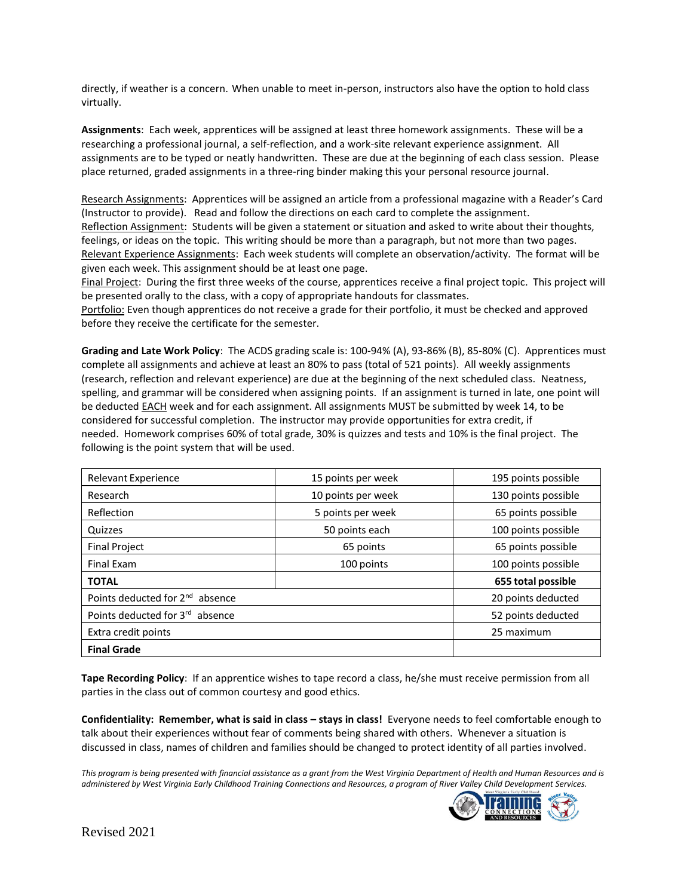directly, if weather is a concern. When unable to meet in-person, instructors also have the option to hold class virtually.

**Assignments**: Each week, apprentices will be assigned at least three homework assignments. These will be a researching a professional journal, a self-reflection, and a work-site relevant experience assignment. All assignments are to be typed or neatly handwritten. These are due at the beginning of each class session. Please place returned, graded assignments in a three-ring binder making this your personal resource journal.

<u>Research Assignments</u>: Apprentices will be assigned an article from a professional magazine with a Reader's Card (Instructor to provide). Read and follow the directions on each card to complete the assignment.
<u>Reflection Assignment</u>: Students will be given a statement or situation and asked to write about their thoughts, feelings, or ideas on the topic. This writing should be more than a paragraph, but not more than two pages.
<u>Relevant Experience Assignments</u>: Each week students will complete an observation/activity. The format will be given each week. This assignment should be at least one page.
<u>Final Project</u>: During the first three weeks of the course, apprentices receive a final project topic. This project will be presented orally to the class, with a copy of appropriate handouts for classmates.
<u>Portfolio:</u> Even though apprentices do not receive a grade for their portfolio, it must be checked and approved before they receive the certificate for the semester.

**Grading and Late Work Policy**: The ACDS grading scale is: 100-94% (A), 93-86% (B), 85-80% (C). Apprentices must complete all assignments and achieve at least an 80% to pass (total of 521 points). All weekly assignments (research, reflection and relevant experience) are due at the beginning of the next scheduled class. Neatness, spelling, and grammar will be considered when assigning points. If an assignment is turned in late, one point will be deducted <u>EACH</u> week and for each assignment. All assignments MUST be submitted by week 14, to be considered for successful completion. The instructor may provide opportunities for extra credit, if needed. Homework comprises 60% of total grade, 30% is quizzes and tests and 10% is the final project. The following is the point system that will be used.

| Relevant Experience | 15 points per week | 195 points possible |
|---|---|---|
| Research | 10 points per week | 130 points possible |
| Reflection | 5 points per week | 65 points possible |
| Quizzes | 50 points each | 100 points possible |
| Final Project | 65 points | 65 points possible |
| Final Exam | 100 points | 100 points possible |
| **TOTAL** | | **655 total possible** |
| Points deducted for 2nd absence | | 20 points deducted |
| Points deducted for 3rd absence | | 52 points deducted |
| Extra credit points | | 25 maximum |
| **Final Grade** | | |

**Tape Recording Policy**: If an apprentice wishes to tape record a class, he/she must receive permission from all parties in the class out of common courtesy and good ethics.

**Confidentiality: Remember, what is said in class – stays in class!** Everyone needs to feel comfortable enough to talk about their experiences without fear of comments being shared with others. Whenever a situation is discussed in class, names of children and families should be changed to protect identity of all parties involved.

*This program is being presented with financial assistance as a grant from the West Virginia Department of Health and Human Resources and is administered by West Virginia Early Childhood Training Connections and Resources, a program of River Valley Child Development Services.*

Revised 2021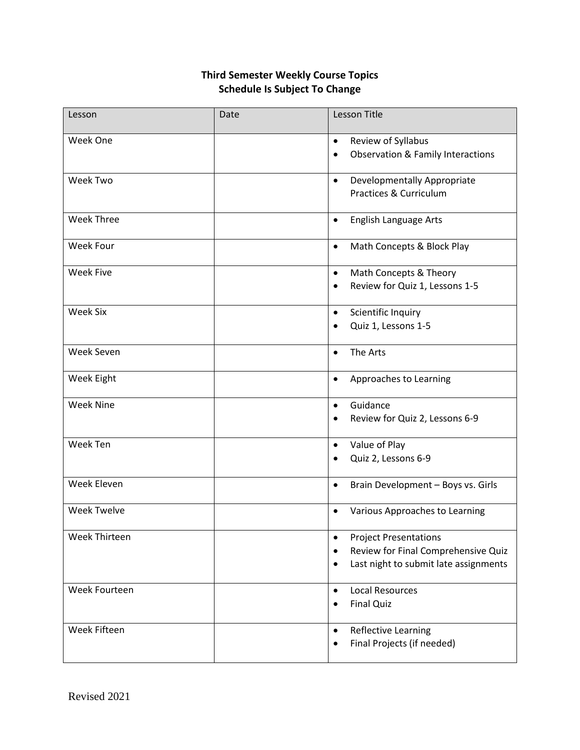**Third Semester Weekly Course Topics**
**Schedule Is Subject To Change**

| Lesson | Date | Lesson Title |
|---|---|---|
| Week One | | • Review of Syllabus<br>• Observation & Family Interactions |
| Week Two | | • Developmentally Appropriate Practices & Curriculum |
| Week Three | | • English Language Arts |
| Week Four | | • Math Concepts & Block Play |
| Week Five | | • Math Concepts & Theory<br>• Review for Quiz 1, Lessons 1-5 |
| Week Six | | • Scientific Inquiry<br>• Quiz 1, Lessons 1-5 |
| Week Seven | | • The Arts |
| Week Eight | | • Approaches to Learning |
| Week Nine | | • Guidance<br>• Review for Quiz 2, Lessons 6-9 |
| Week Ten | | • Value of Play<br>• Quiz 2, Lessons 6-9 |
| Week Eleven | | • Brain Development – Boys vs. Girls |
| Week Twelve | | • Various Approaches to Learning |
| Week Thirteen | | • Project Presentations<br>• Review for Final Comprehensive Quiz<br>• Last night to submit late assignments |
| Week Fourteen | | • Local Resources<br>• Final Quiz |
| Week Fifteen | | • Reflective Learning<br>• Final Projects (if needed) |

Revised 2021